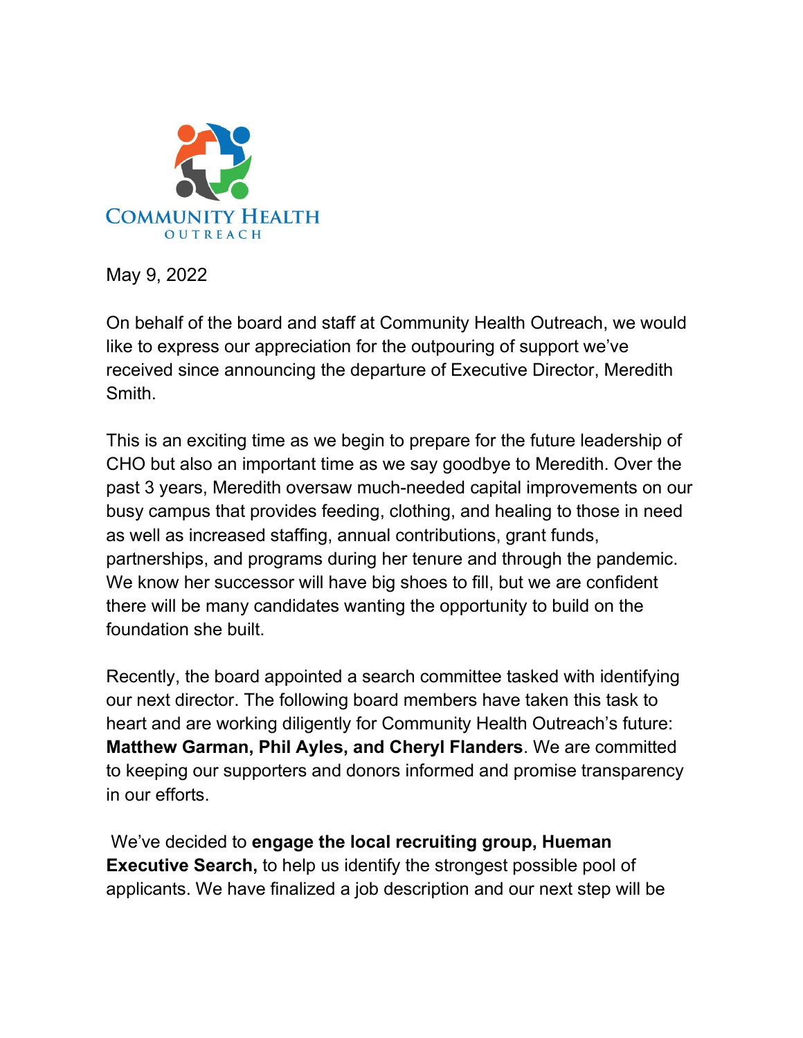COMMUNITY HEALTH
OUTREACH

May 9, 2022

On behalf of the board and staff at Community Health Outreach, we would like to express our appreciation for the outpouring of support we've received since announcing the departure of Executive Director, Meredith Smith.

This is an exciting time as we begin to prepare for the future leadership of CHO but also an important time as we say goodbye to Meredith. Over the past 3 years, Meredith oversaw much-needed capital improvements on our busy campus that provides feeding, clothing, and healing to those in need as well as increased staffing, annual contributions, grant funds, partnerships, and programs during her tenure and through the pandemic. We know her successor will have big shoes to fill, but we are confident there will be many candidates wanting the opportunity to build on the foundation she built.

Recently, the board appointed a search committee tasked with identifying our next director. The following board members have taken this task to heart and are working diligently for Community Health Outreach's future: **Matthew Garman, Phil Ayles, and Cheryl Flanders**. We are committed to keeping our supporters and donors informed and promise transparency in our efforts.

We've decided to **engage the local recruiting group, Hueman Executive Search,** to help us identify the strongest possible pool of applicants. We have finalized a job description and our next step will be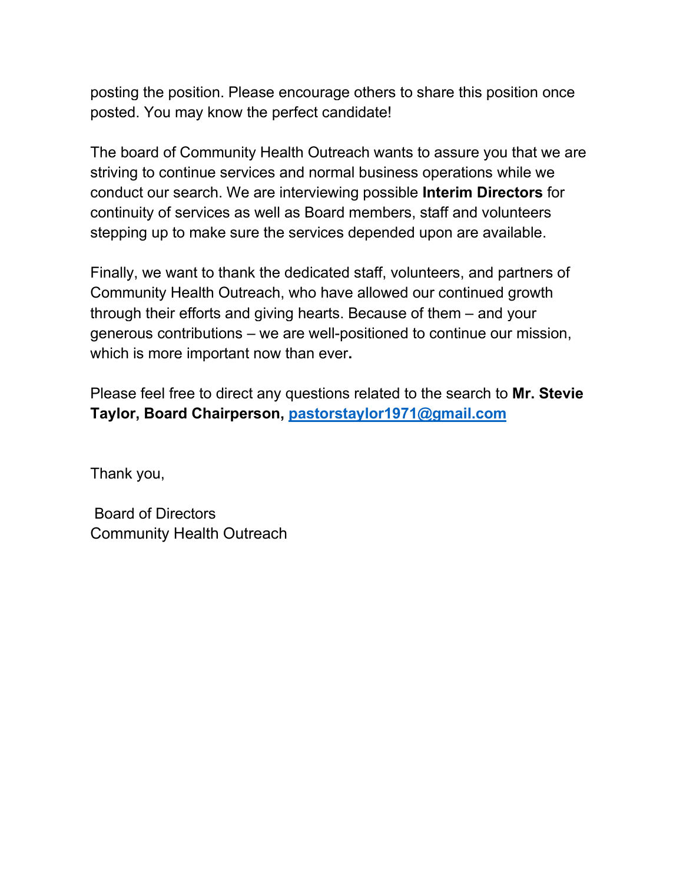posting the position. Please encourage others to share this position once posted. You may know the perfect candidate!

The board of Community Health Outreach wants to assure you that we are striving to continue services and normal business operations while we conduct our search. We are interviewing possible **Interim Directors** for continuity of services as well as Board members, staff and volunteers stepping up to make sure the services depended upon are available.

Finally, we want to thank the dedicated staff, volunteers, and partners of Community Health Outreach, who have allowed our continued growth through their efforts and giving hearts. Because of them – and your generous contributions – we are well-positioned to continue our mission, which is more important now than ever**.**

Please feel free to direct any questions related to the search to **Mr. Stevie Taylor, Board Chairperson, [pastorstaylor1971@gmail.com](mailto:pastorstaylor1971@gmail.com)**

Thank you,

Board of Directors
Community Health Outreach